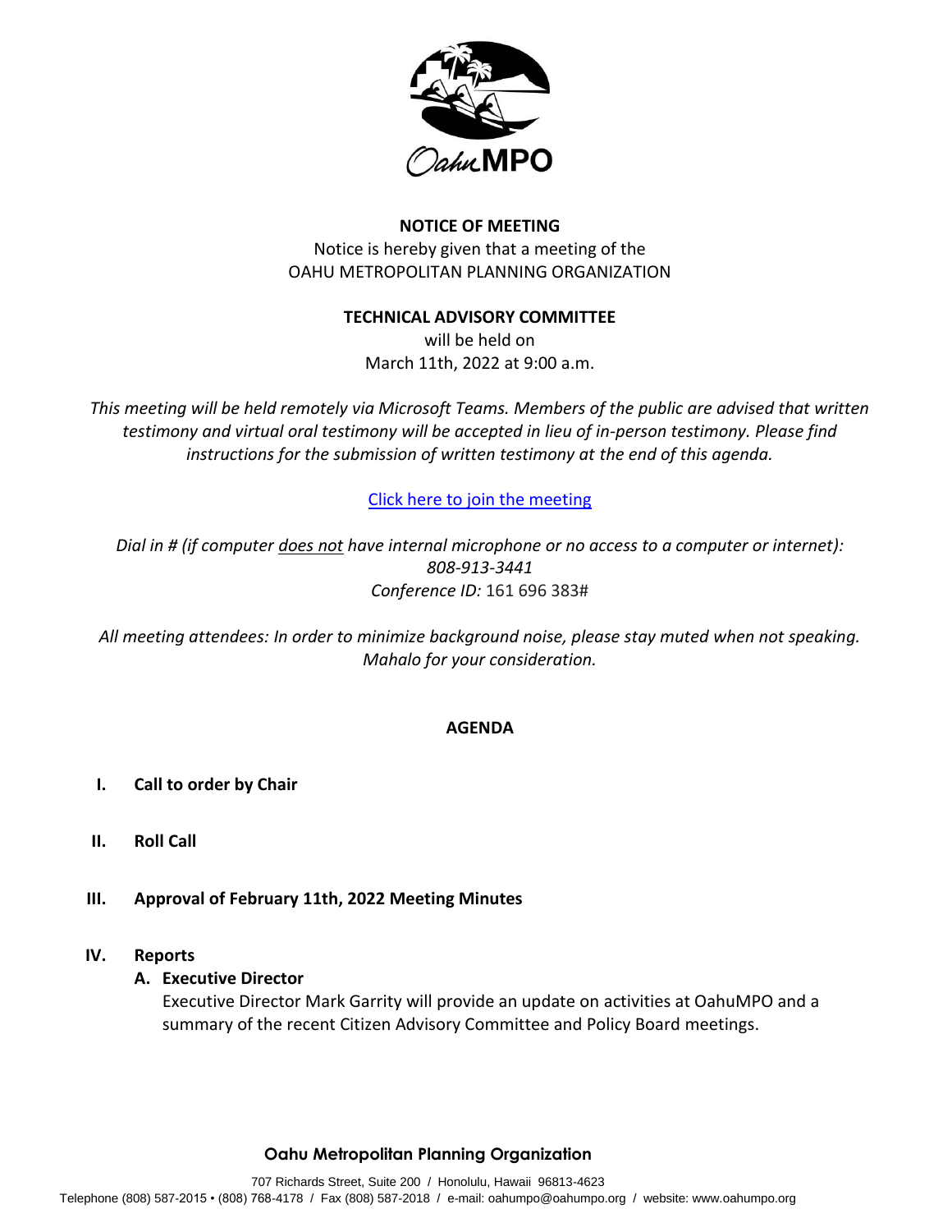**NOTICE OF MEETING**

Notice is hereby given that a meeting of the
OAHU METROPOLITAN PLANNING ORGANIZATION

**TECHNICAL ADVISORY COMMITTEE**

will be held on
March 11th, 2022 at 9:00 a.m.

*This meeting will be held remotely via Microsoft Teams. Members of the public are advised that written testimony and virtual oral testimony will be accepted in lieu of in-person testimony. Please find instructions for the submission of written testimony at the end of this agenda.*

Click here to join the meeting

*Dial in # (if computer does not have internal microphone or no access to a computer or internet): 808-913-3441*
*Conference ID:* 161 696 383#

*All meeting attendees: In order to minimize background noise, please stay muted when not speaking. Mahalo for your consideration.*

## AGENDA

**I. Call to order by Chair**

**II. Roll Call**

**III. Approval of February 11th, 2022 Meeting Minutes**

**IV. Reports**

**A. Executive Director**

Executive Director Mark Garrity will provide an update on activities at OahuMPO and a summary of the recent Citizen Advisory Committee and Policy Board meetings.

**Oahu Metropolitan Planning Organization**

707 Richards Street, Suite 200 / Honolulu, Hawaii 96813-4623
Telephone (808) 587-2015 • (808) 768-4178 / Fax (808) 587-2018 / e-mail: oahumpo@oahumpo.org / website: www.oahumpo.org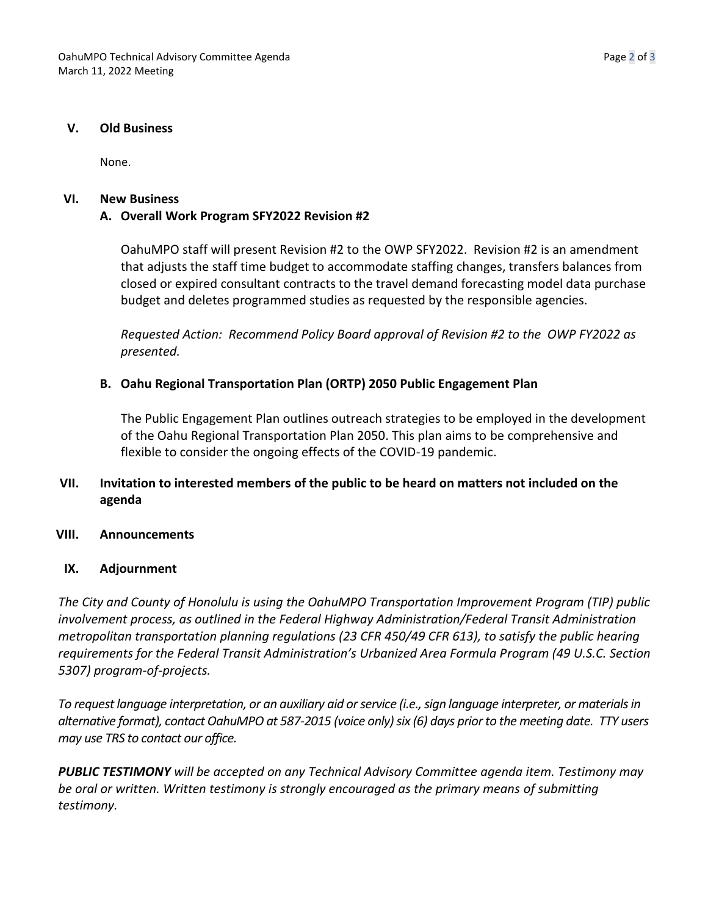## V. Old Business

None.

## VI. New Business

### A. Overall Work Program SFY2022 Revision #2

OahuMPO staff will present Revision #2 to the OWP SFY2022. Revision #2 is an amendment that adjusts the staff time budget to accommodate staffing changes, transfers balances from closed or expired consultant contracts to the travel demand forecasting model data purchase budget and deletes programmed studies as requested by the responsible agencies.

*Requested Action: Recommend Policy Board approval of Revision #2 to the OWP FY2022 as presented.*

### B. Oahu Regional Transportation Plan (ORTP) 2050 Public Engagement Plan

The Public Engagement Plan outlines outreach strategies to be employed in the development of the Oahu Regional Transportation Plan 2050. This plan aims to be comprehensive and flexible to consider the ongoing effects of the COVID-19 pandemic.

## VII. Invitation to interested members of the public to be heard on matters not included on the agenda

## VIII. Announcements

## IX. Adjournment

*The City and County of Honolulu is using the OahuMPO Transportation Improvement Program (TIP) public involvement process, as outlined in the Federal Highway Administration/Federal Transit Administration metropolitan transportation planning regulations (23 CFR 450/49 CFR 613), to satisfy the public hearing requirements for the Federal Transit Administration's Urbanized Area Formula Program (49 U.S.C. Section 5307) program-of-projects.*

*To request language interpretation, or an auxiliary aid or service (i.e., sign language interpreter, or materials in alternative format), contact OahuMPO at 587-2015 (voice only) six (6) days prior to the meeting date. TTY users may use TRS to contact our office.*

***PUBLIC TESTIMONY*** *will be accepted on any Technical Advisory Committee agenda item. Testimony may be oral or written. Written testimony is strongly encouraged as the primary means of submitting testimony.*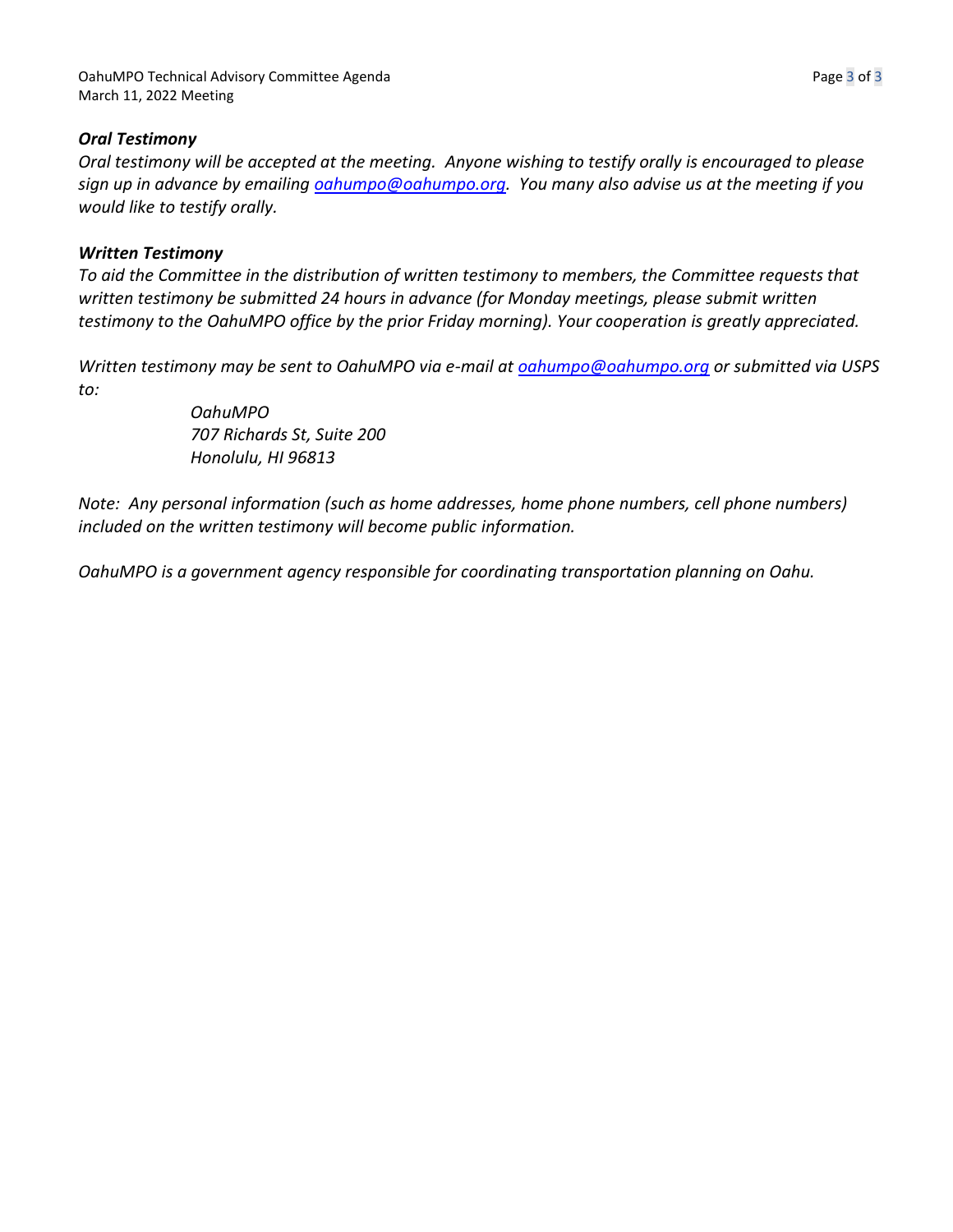***Oral Testimony***

*Oral testimony will be accepted at the meeting. Anyone wishing to testify orally is encouraged to please sign up in advance by emailing [oahumpo@oahumpo.org](mailto:oahumpo@oahumpo.org). You many also advise us at the meeting if you would like to testify orally.*

***Written Testimony***

*To aid the Committee in the distribution of written testimony to members, the Committee requests that written testimony be submitted 24 hours in advance (for Monday meetings, please submit written testimony to the OahuMPO office by the prior Friday morning). Your cooperation is greatly appreciated.*

*Written testimony may be sent to OahuMPO via e-mail at [oahumpo@oahumpo.org](mailto:oahumpo@oahumpo.org) or submitted via USPS to:*

> *OahuMPO*
> *707 Richards St, Suite 200*
> *Honolulu, HI 96813*

*Note: Any personal information (such as home addresses, home phone numbers, cell phone numbers) included on the written testimony will become public information.*

*OahuMPO is a government agency responsible for coordinating transportation planning on Oahu.*